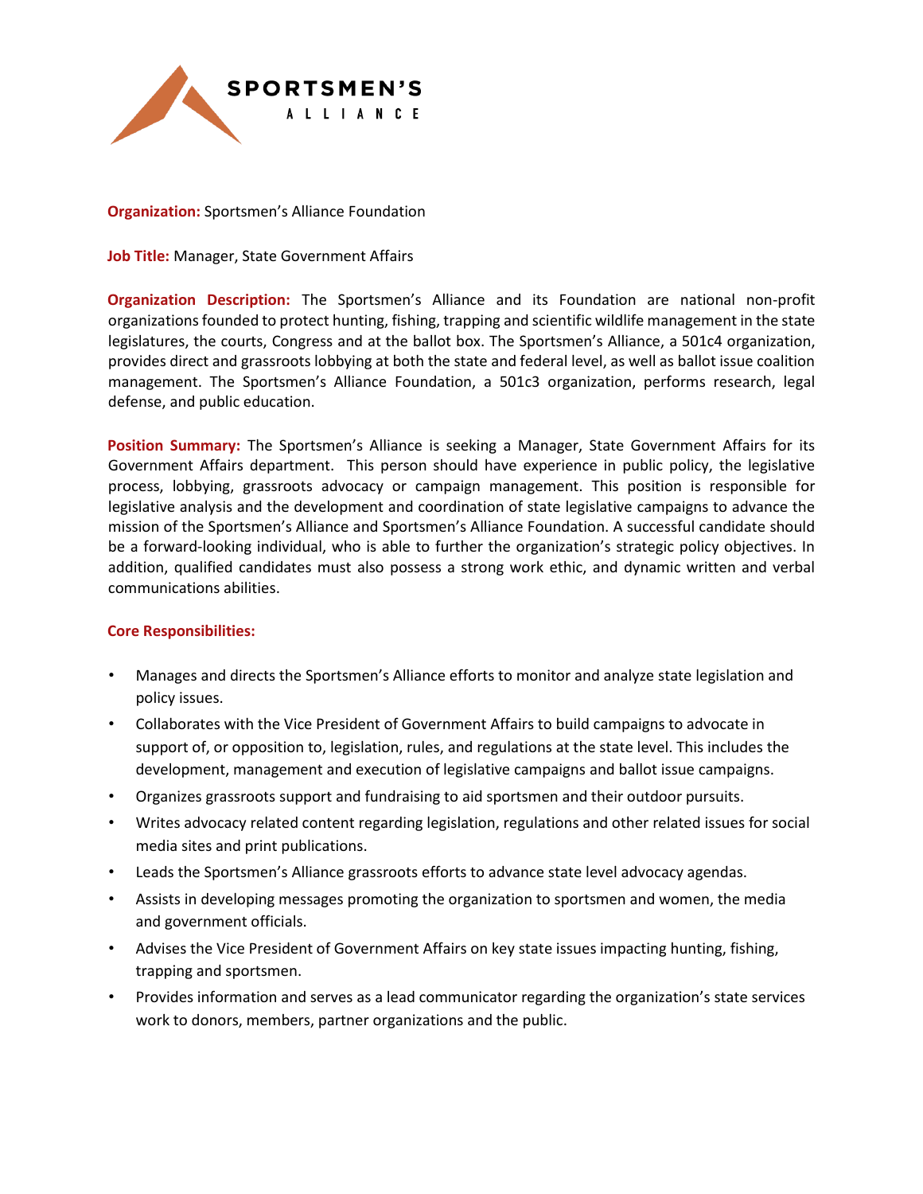**SPORTSMEN'S ALLIANCE**

**Organization:** Sportsmen's Alliance Foundation

**Job Title:** Manager, State Government Affairs

**Organization Description:** The Sportsmen's Alliance and its Foundation are national non-profit organizations founded to protect hunting, fishing, trapping and scientific wildlife management in the state legislatures, the courts, Congress and at the ballot box. The Sportsmen's Alliance, a 501c4 organization, provides direct and grassroots lobbying at both the state and federal level, as well as ballot issue coalition management. The Sportsmen's Alliance Foundation, a 501c3 organization, performs research, legal defense, and public education.

**Position Summary:** The Sportsmen's Alliance is seeking a Manager, State Government Affairs for its Government Affairs department. This person should have experience in public policy, the legislative process, lobbying, grassroots advocacy or campaign management. This position is responsible for legislative analysis and the development and coordination of state legislative campaigns to advance the mission of the Sportsmen's Alliance and Sportsmen's Alliance Foundation. A successful candidate should be a forward-looking individual, who is able to further the organization's strategic policy objectives. In addition, qualified candidates must also possess a strong work ethic, and dynamic written and verbal communications abilities.

**Core Responsibilities:**

- Manages and directs the Sportsmen's Alliance efforts to monitor and analyze state legislation and policy issues.
- Collaborates with the Vice President of Government Affairs to build campaigns to advocate in support of, or opposition to, legislation, rules, and regulations at the state level. This includes the development, management and execution of legislative campaigns and ballot issue campaigns.
- Organizes grassroots support and fundraising to aid sportsmen and their outdoor pursuits.
- Writes advocacy related content regarding legislation, regulations and other related issues for social media sites and print publications.
- Leads the Sportsmen's Alliance grassroots efforts to advance state level advocacy agendas.
- Assists in developing messages promoting the organization to sportsmen and women, the media and government officials.
- Advises the Vice President of Government Affairs on key state issues impacting hunting, fishing, trapping and sportsmen.
- Provides information and serves as a lead communicator regarding the organization's state services work to donors, members, partner organizations and the public.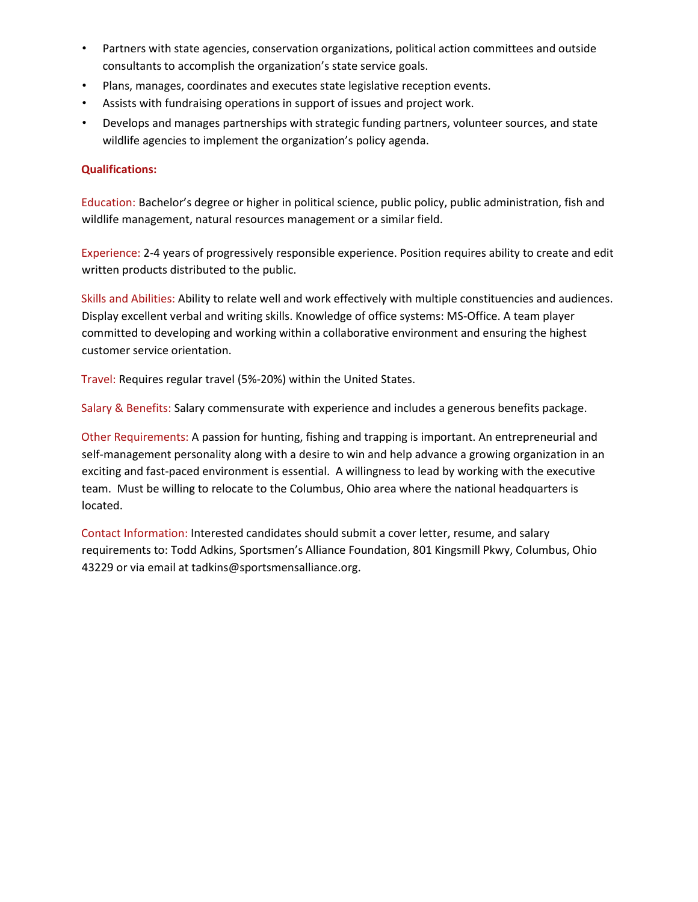- Partners with state agencies, conservation organizations, political action committees and outside consultants to accomplish the organization's state service goals.
- Plans, manages, coordinates and executes state legislative reception events.
- Assists with fundraising operations in support of issues and project work.
- Develops and manages partnerships with strategic funding partners, volunteer sources, and state wildlife agencies to implement the organization's policy agenda.

**Qualifications:**

Education: Bachelor's degree or higher in political science, public policy, public administration, fish and wildlife management, natural resources management or a similar field.

Experience: 2-4 years of progressively responsible experience. Position requires ability to create and edit written products distributed to the public.

Skills and Abilities: Ability to relate well and work effectively with multiple constituencies and audiences. Display excellent verbal and writing skills. Knowledge of office systems: MS-Office. A team player committed to developing and working within a collaborative environment and ensuring the highest customer service orientation.

Travel: Requires regular travel (5%-20%) within the United States.

Salary & Benefits: Salary commensurate with experience and includes a generous benefits package.

Other Requirements: A passion for hunting, fishing and trapping is important. An entrepreneurial and self-management personality along with a desire to win and help advance a growing organization in an exciting and fast-paced environment is essential. A willingness to lead by working with the executive team. Must be willing to relocate to the Columbus, Ohio area where the national headquarters is located.

Contact Information: Interested candidates should submit a cover letter, resume, and salary requirements to: Todd Adkins, Sportsmen's Alliance Foundation, 801 Kingsmill Pkwy, Columbus, Ohio 43229 or via email at tadkins@sportsmensalliance.org.